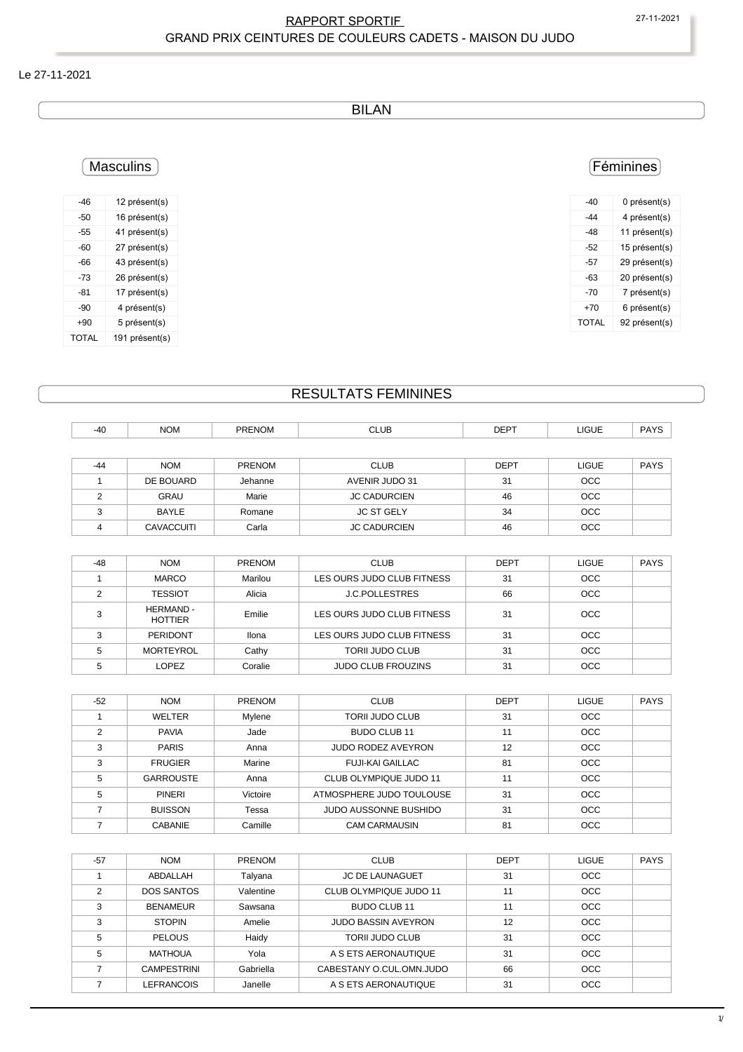# RAPPORT SPORTIF

## GRAND PRIX CEINTURES DE COULEURS CADETS - MAISON DU JUDO

Le 27-11-2021

## BILAN

### Masculins

| -46 | 12 présent(s) |
|---|---|
| -50 | 16 présent(s) |
| -55 | 41 présent(s) |
| -60 | 27 présent(s) |
| -66 | 43 présent(s) |
| -73 | 26 présent(s) |
| -81 | 17 présent(s) |
| -90 | 4 présent(s) |
| +90 | 5 présent(s) |
| TOTAL | 191 présent(s) |

### Féminines

| -40 | 0 présent(s) |
|---|---|
| -44 | 4 présent(s) |
| -48 | 11 présent(s) |
| -52 | 15 présent(s) |
| -57 | 29 présent(s) |
| -63 | 20 présent(s) |
| -70 | 7 présent(s) |
| +70 | 6 présent(s) |
| TOTAL | 92 présent(s) |

## RESULTATS FEMININES

| -40 | NOM | PRENOM | CLUB | DEPT | LIGUE | PAYS |
|---|---|---|---|---|---|---|

| -44 | NOM | PRENOM | CLUB | DEPT | LIGUE | PAYS |
|---|---|---|---|---|---|---|
| 1 | DE BOUARD | Jehanne | AVENIR JUDO 31 | 31 | OCC | |
| 2 | GRAU | Marie | JC CADURCIEN | 46 | OCC | |
| 3 | BAYLE | Romane | JC ST GELY | 34 | OCC | |
| 4 | CAVACCUITI | Carla | JC CADURCIEN | 46 | OCC | |

| -48 | NOM | PRENOM | CLUB | DEPT | LIGUE | PAYS |
|---|---|---|---|---|---|---|
| 1 | MARCO | Marilou | LES OURS JUDO CLUB FITNESS | 31 | OCC | |
| 2 | TESSIOT | Alicia | J.C.POLLESTRES | 66 | OCC | |
| 3 | HERMAND - HOTTIER | Emilie | LES OURS JUDO CLUB FITNESS | 31 | OCC | |
| 3 | PERIDONT | Ilona | LES OURS JUDO CLUB FITNESS | 31 | OCC | |
| 5 | MORTEYROL | Cathy | TORII JUDO CLUB | 31 | OCC | |
| 5 | LOPEZ | Coralie | JUDO CLUB FROUZINS | 31 | OCC | |

| -52 | NOM | PRENOM | CLUB | DEPT | LIGUE | PAYS |
|---|---|---|---|---|---|---|
| 1 | WELTER | Mylene | TORII JUDO CLUB | 31 | OCC | |
| 2 | PAVIA | Jade | BUDO CLUB 11 | 11 | OCC | |
| 3 | PARIS | Anna | JUDO RODEZ AVEYRON | 12 | OCC | |
| 3 | FRUGIER | Marine | FUJI-KAI GAILLAC | 81 | OCC | |
| 5 | GARROUSTE | Anna | CLUB OLYMPIQUE JUDO 11 | 11 | OCC | |
| 5 | PINERI | Victoire | ATMOSPHERE JUDO TOULOUSE | 31 | OCC | |
| 7 | BUISSON | Tessa | JUDO AUSSONNE BUSHIDO | 31 | OCC | |
| 7 | CABANIE | Camille | CAM CARMAUSIN | 81 | OCC | |

| -57 | NOM | PRENOM | CLUB | DEPT | LIGUE | PAYS |
|---|---|---|---|---|---|---|
| 1 | ABDALLAH | Talyana | JC DE LAUNAGUET | 31 | OCC | |
| 2 | DOS SANTOS | Valentine | CLUB OLYMPIQUE JUDO 11 | 11 | OCC | |
| 3 | BENAMEUR | Sawsana | BUDO CLUB 11 | 11 | OCC | |
| 3 | STOPIN | Amelie | JUDO BASSIN AVEYRON | 12 | OCC | |
| 5 | PELOUS | Haidy | TORII JUDO CLUB | 31 | OCC | |
| 5 | MATHOUA | Yola | A S ETS AERONAUTIQUE | 31 | OCC | |
| 7 | CAMPESTRINI | Gabriella | CABESTANY O.CUL.OMN.JUDO | 66 | OCC | |
| 7 | LEFRANCOIS | Janelle | A S ETS AERONAUTIQUE | 31 | OCC | |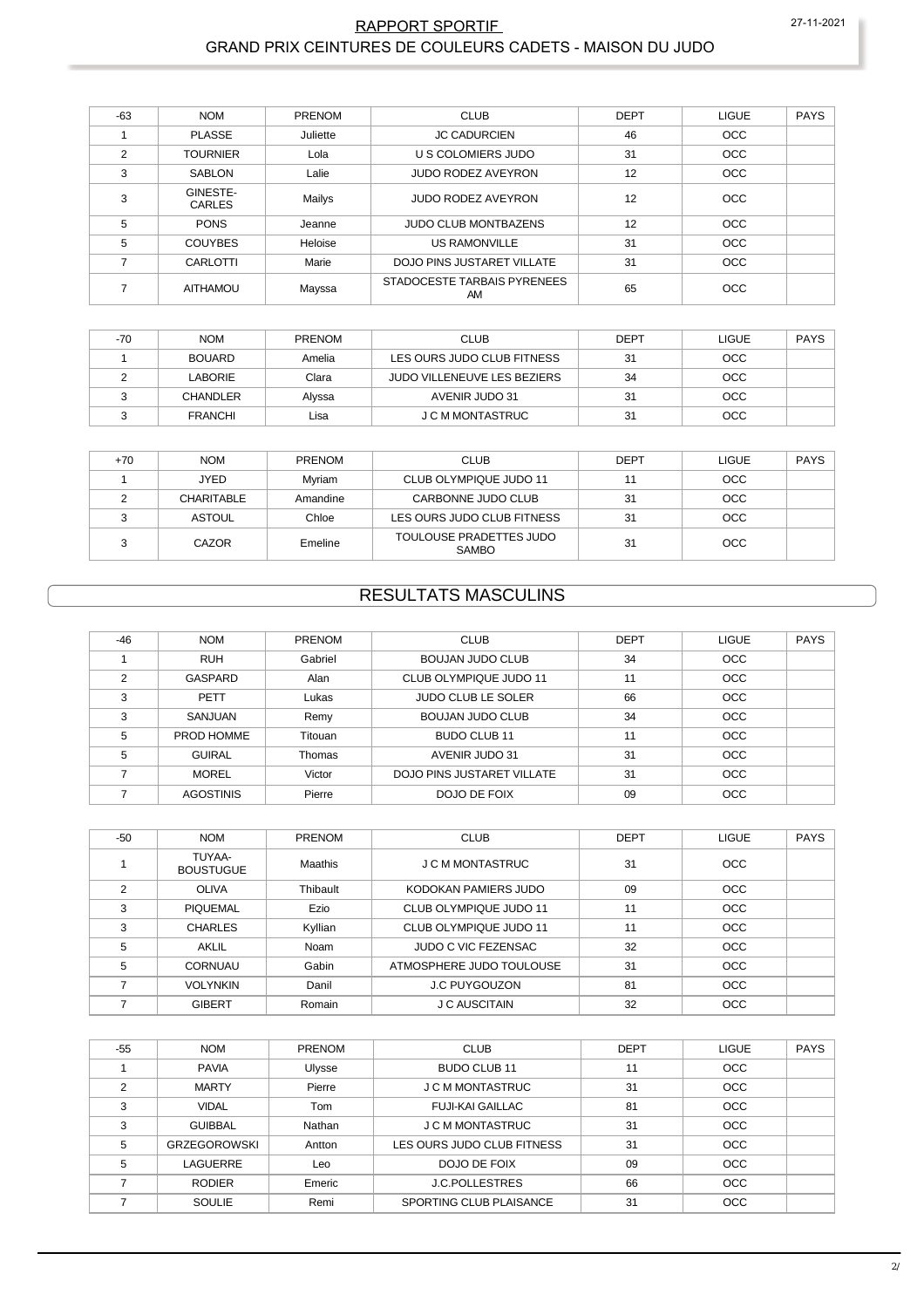| -63 | NOM | PRENOM | CLUB | DEPT | LIGUE | PAYS |
|---|---|---|---|---|---|---|
| 1 | PLASSE | Juliette | JC CADURCIEN | 46 | OCC | |
| 2 | TOURNIER | Lola | U S COLOMIERS JUDO | 31 | OCC | |
| 3 | SABLON | Lalie | JUDO RODEZ AVEYRON | 12 | OCC | |
| 3 | GINESTE-CARLES | Mailys | JUDO RODEZ AVEYRON | 12 | OCC | |
| 5 | PONS | Jeanne | JUDO CLUB MONTBAZENS | 12 | OCC | |
| 5 | COUYBES | Heloise | US RAMONVILLE | 31 | OCC | |
| 7 | CARLOTTI | Marie | DOJO PINS JUSTARET VILLATE | 31 | OCC | |
| 7 | AITHAMOU | Mayssa | STADOCESTE TARBAIS PYRENEES AM | 65 | OCC | |

| -70 | NOM | PRENOM | CLUB | DEPT | LIGUE | PAYS |
|---|---|---|---|---|---|---|
| 1 | BOUARD | Amelia | LES OURS JUDO CLUB FITNESS | 31 | OCC | |
| 2 | LABORIE | Clara | JUDO VILLENEUVE LES BEZIERS | 34 | OCC | |
| 3 | CHANDLER | Alyssa | AVENIR JUDO 31 | 31 | OCC | |
| 3 | FRANCHI | Lisa | J C M MONTASTRUC | 31 | OCC | |

| +70 | NOM | PRENOM | CLUB | DEPT | LIGUE | PAYS |
|---|---|---|---|---|---|---|
| 1 | JYED | Myriam | CLUB OLYMPIQUE JUDO 11 | 11 | OCC | |
| 2 | CHARITABLE | Amandine | CARBONNE JUDO CLUB | 31 | OCC | |
| 3 | ASTOUL | Chloe | LES OURS JUDO CLUB FITNESS | 31 | OCC | |
| 3 | CAZOR | Emeline | TOULOUSE PRADETTES JUDO SAMBO | 31 | OCC | |

## RESULTATS MASCULINS

| -46 | NOM | PRENOM | CLUB | DEPT | LIGUE | PAYS |
|---|---|---|---|---|---|---|
| 1 | RUH | Gabriel | BOUJAN JUDO CLUB | 34 | OCC | |
| 2 | GASPARD | Alan | CLUB OLYMPIQUE JUDO 11 | 11 | OCC | |
| 3 | PETT | Lukas | JUDO CLUB LE SOLER | 66 | OCC | |
| 3 | SANJUAN | Remy | BOUJAN JUDO CLUB | 34 | OCC | |
| 5 | PROD HOMME | Titouan | BUDO CLUB 11 | 11 | OCC | |
| 5 | GUIRAL | Thomas | AVENIR JUDO 31 | 31 | OCC | |
| 7 | MOREL | Victor | DOJO PINS JUSTARET VILLATE | 31 | OCC | |
| 7 | AGOSTINIS | Pierre | DOJO DE FOIX | 09 | OCC | |

| -50 | NOM | PRENOM | CLUB | DEPT | LIGUE | PAYS |
|---|---|---|---|---|---|---|
| 1 | TUYAA-BOUSTUGUE | Maathis | J C M MONTASTRUC | 31 | OCC | |
| 2 | OLIVA | Thibault | KODOKAN PAMIERS JUDO | 09 | OCC | |
| 3 | PIQUEMAL | Ezio | CLUB OLYMPIQUE JUDO 11 | 11 | OCC | |
| 3 | CHARLES | Kyllian | CLUB OLYMPIQUE JUDO 11 | 11 | OCC | |
| 5 | AKLIL | Noam | JUDO C VIC FEZENSAC | 32 | OCC | |
| 5 | CORNUAU | Gabin | ATMOSPHERE JUDO TOULOUSE | 31 | OCC | |
| 7 | VOLYNKIN | Danil | J.C PUYGOUZON | 81 | OCC | |
| 7 | GIBERT | Romain | J C AUSCITAIN | 32 | OCC | |

| -55 | NOM | PRENOM | CLUB | DEPT | LIGUE | PAYS |
|---|---|---|---|---|---|---|
| 1 | PAVIA | Ulysse | BUDO CLUB 11 | 11 | OCC | |
| 2 | MARTY | Pierre | J C M MONTASTRUC | 31 | OCC | |
| 3 | VIDAL | Tom | FUJI-KAI GAILLAC | 81 | OCC | |
| 3 | GUIBBAL | Nathan | J C M MONTASTRUC | 31 | OCC | |
| 5 | GRZEGOROWSKI | Antton | LES OURS JUDO CLUB FITNESS | 31 | OCC | |
| 5 | LAGUERRE | Leo | DOJO DE FOIX | 09 | OCC | |
| 7 | RODIER | Emeric | J.C.POLLESTRES | 66 | OCC | |
| 7 | SOULIE | Remi | SPORTING CLUB PLAISANCE | 31 | OCC | |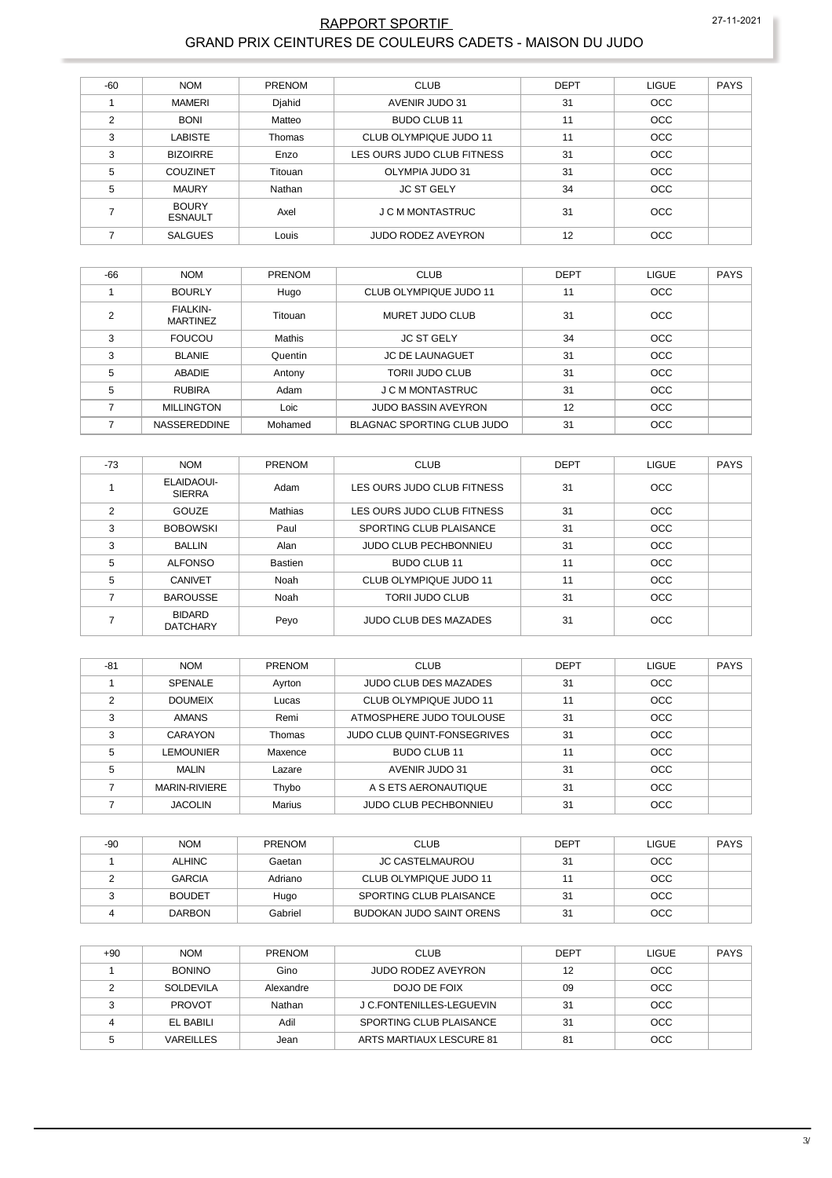# RAPPORT SPORTIF

## GRAND PRIX CEINTURES DE COULEURS CADETS - MAISON DU JUDO

27-11-2021

| -60 | NOM | PRENOM | CLUB | DEPT | LIGUE | PAYS |
|---|---|---|---|---|---|---|
| 1 | MAMERI | Djahid | AVENIR JUDO 31 | 31 | OCC | |
| 2 | BONI | Matteo | BUDO CLUB 11 | 11 | OCC | |
| 3 | LABISTE | Thomas | CLUB OLYMPIQUE JUDO 11 | 11 | OCC | |
| 3 | BIZOIRRE | Enzo | LES OURS JUDO CLUB FITNESS | 31 | OCC | |
| 5 | COUZINET | Titouan | OLYMPIA JUDO 31 | 31 | OCC | |
| 5 | MAURY | Nathan | JC ST GELY | 34 | OCC | |
| 7 | BOURY ESNAULT | Axel | J C M MONTASTRUC | 31 | OCC | |
| 7 | SALGUES | Louis | JUDO RODEZ AVEYRON | 12 | OCC | |

| -66 | NOM | PRENOM | CLUB | DEPT | LIGUE | PAYS |
|---|---|---|---|---|---|---|
| 1 | BOURLY | Hugo | CLUB OLYMPIQUE JUDO 11 | 11 | OCC | |
| 2 | FIALKIN-MARTINEZ | Titouan | MURET JUDO CLUB | 31 | OCC | |
| 3 | FOUCOU | Mathis | JC ST GELY | 34 | OCC | |
| 3 | BLANIE | Quentin | JC DE LAUNAGUET | 31 | OCC | |
| 5 | ABADIE | Antony | TORII JUDO CLUB | 31 | OCC | |
| 5 | RUBIRA | Adam | J C M MONTASTRUC | 31 | OCC | |
| 7 | MILLINGTON | Loic | JUDO BASSIN AVEYRON | 12 | OCC | |
| 7 | NASSEREDDINE | Mohamed | BLAGNAC SPORTING CLUB JUDO | 31 | OCC | |

| -73 | NOM | PRENOM | CLUB | DEPT | LIGUE | PAYS |
|---|---|---|---|---|---|---|
| 1 | ELAIDAOUI-SIERRA | Adam | LES OURS JUDO CLUB FITNESS | 31 | OCC | |
| 2 | GOUZE | Mathias | LES OURS JUDO CLUB FITNESS | 31 | OCC | |
| 3 | BOBOWSKI | Paul | SPORTING CLUB PLAISANCE | 31 | OCC | |
| 3 | BALLIN | Alan | JUDO CLUB PECHBONNIEU | 31 | OCC | |
| 5 | ALFONSO | Bastien | BUDO CLUB 11 | 11 | OCC | |
| 5 | CANIVET | Noah | CLUB OLYMPIQUE JUDO 11 | 11 | OCC | |
| 7 | BAROUSSE | Noah | TORII JUDO CLUB | 31 | OCC | |
| 7 | BIDARD DATCHARY | Peyo | JUDO CLUB DES MAZADES | 31 | OCC | |

| -81 | NOM | PRENOM | CLUB | DEPT | LIGUE | PAYS |
|---|---|---|---|---|---|---|
| 1 | SPENALE | Ayrton | JUDO CLUB DES MAZADES | 31 | OCC | |
| 2 | DOUMEIX | Lucas | CLUB OLYMPIQUE JUDO 11 | 11 | OCC | |
| 3 | AMANS | Remi | ATMOSPHERE JUDO TOULOUSE | 31 | OCC | |
| 3 | CARAYON | Thomas | JUDO CLUB QUINT-FONSEGRIVES | 31 | OCC | |
| 5 | LEMOUNIER | Maxence | BUDO CLUB 11 | 11 | OCC | |
| 5 | MALIN | Lazare | AVENIR JUDO 31 | 31 | OCC | |
| 7 | MARIN-RIVIERE | Thybo | A S ETS AERONAUTIQUE | 31 | OCC | |
| 7 | JACOLIN | Marius | JUDO CLUB PECHBONNIEU | 31 | OCC | |

| -90 | NOM | PRENOM | CLUB | DEPT | LIGUE | PAYS |
|---|---|---|---|---|---|---|
| 1 | ALHINC | Gaetan | JC CASTELMAUROU | 31 | OCC | |
| 2 | GARCIA | Adriano | CLUB OLYMPIQUE JUDO 11 | 11 | OCC | |
| 3 | BOUDET | Hugo | SPORTING CLUB PLAISANCE | 31 | OCC | |
| 4 | DARBON | Gabriel | BUDOKAN JUDO SAINT ORENS | 31 | OCC | |

| +90 | NOM | PRENOM | CLUB | DEPT | LIGUE | PAYS |
|---|---|---|---|---|---|---|
| 1 | BONINO | Gino | JUDO RODEZ AVEYRON | 12 | OCC | |
| 2 | SOLDEVILA | Alexandre | DOJO DE FOIX | 09 | OCC | |
| 3 | PROVOT | Nathan | J C.FONTENILLES-LEGUEVIN | 31 | OCC | |
| 4 | EL BABILI | Adil | SPORTING CLUB PLAISANCE | 31 | OCC | |
| 5 | VAREILLES | Jean | ARTS MARTIAUX LESCURE 81 | 81 | OCC | |